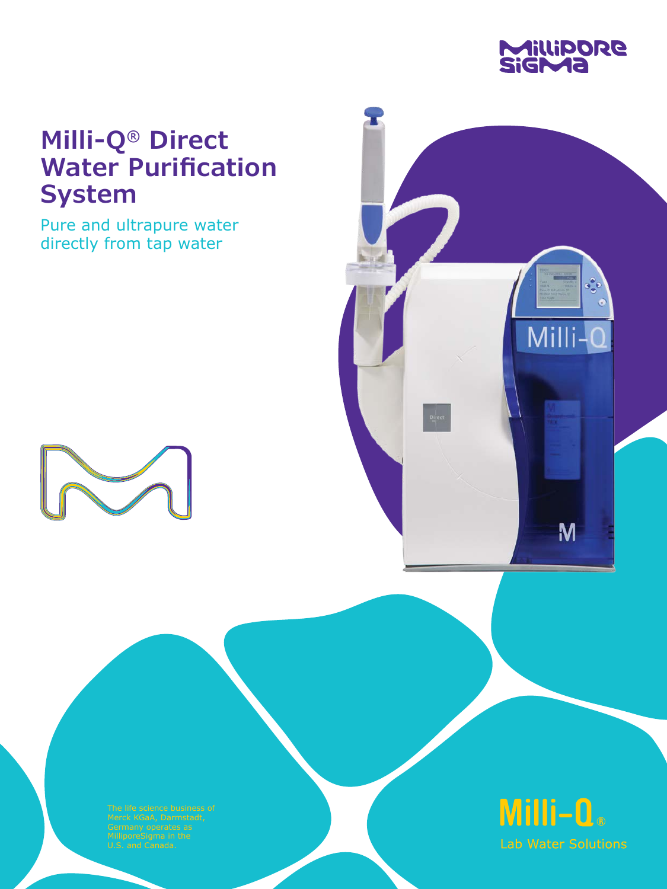MilliporeSigma

# Milli-Q® Direct Water Purification System

Pure and ultrapure water directly from tap water

The life science business of Merck KGaA, Darmstadt, Germany operates as MilliporeSigma in the U.S. and Canada.

Milli-Q®

Lab Water Solutions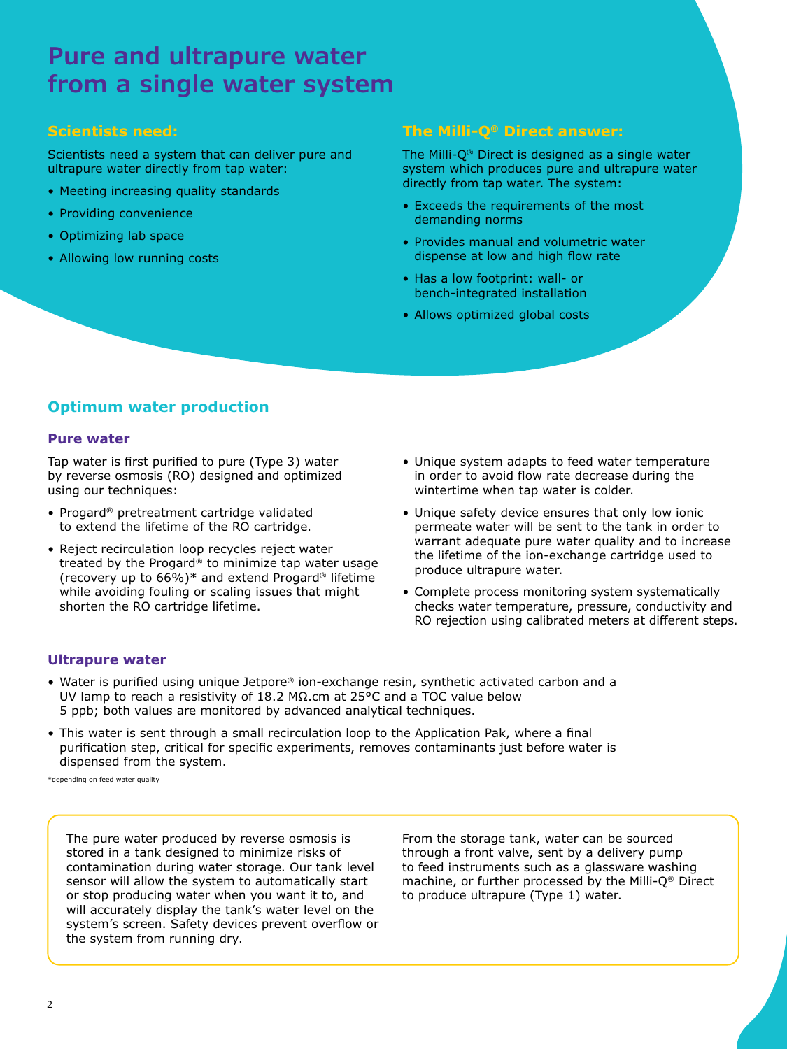# Pure and ultrapure water from a single water system

### Scientists need:

Scientists need a system that can deliver pure and ultrapure water directly from tap water:

- Meeting increasing quality standards
- Providing convenience
- Optimizing lab space
- Allowing low running costs

### The Milli-Q® Direct answer:

The Milli-Q® Direct is designed as a single water system which produces pure and ultrapure water directly from tap water. The system:

- Exceeds the requirements of the most demanding norms
- Provides manual and volumetric water dispense at low and high flow rate
- Has a low footprint: wall- or bench-integrated installation
- Allows optimized global costs

## Optimum water production

### Pure water

Tap water is first purified to pure (Type 3) water by reverse osmosis (RO) designed and optimized using our techniques:

- Progard® pretreatment cartridge validated to extend the lifetime of the RO cartridge.
- Reject recirculation loop recycles reject water treated by the Progard® to minimize tap water usage (recovery up to 66%)* and extend Progard® lifetime while avoiding fouling or scaling issues that might shorten the RO cartridge lifetime.
- Unique system adapts to feed water temperature in order to avoid flow rate decrease during the wintertime when tap water is colder.
- Unique safety device ensures that only low ionic permeate water will be sent to the tank in order to warrant adequate pure water quality and to increase the lifetime of the ion-exchange cartridge used to produce ultrapure water.
- Complete process monitoring system systematically checks water temperature, pressure, conductivity and RO rejection using calibrated meters at different steps.

### Ultrapure water

- Water is purified using unique Jetpore® ion-exchange resin, synthetic activated carbon and a UV lamp to reach a resistivity of 18.2 MΩ.cm at 25°C and a TOC value below 5 ppb; both values are monitored by advanced analytical techniques.
- This water is sent through a small recirculation loop to the Application Pak, where a final purification step, critical for specific experiments, removes contaminants just before water is dispensed from the system.

*depending on feed water quality

The pure water produced by reverse osmosis is stored in a tank designed to minimize risks of contamination during water storage. Our tank level sensor will allow the system to automatically start or stop producing water when you want it to, and will accurately display the tank's water level on the system's screen. Safety devices prevent overflow or the system from running dry.

From the storage tank, water can be sourced through a front valve, sent by a delivery pump to feed instruments such as a glassware washing machine, or further processed by the Milli-Q® Direct to produce ultrapure (Type 1) water.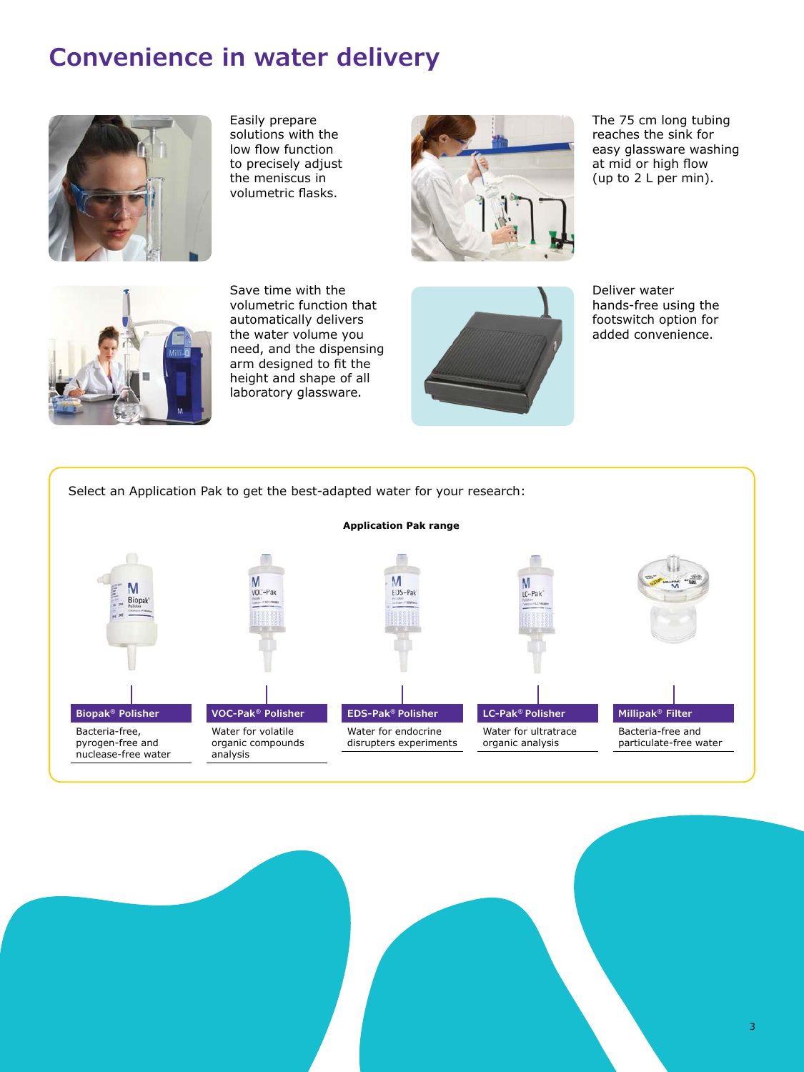# Convenience in water delivery

Easily prepare solutions with the low flow function to precisely adjust the meniscus in volumetric flasks.

The 75 cm long tubing reaches the sink for easy glassware washing at mid or high flow (up to 2 L per min).

Save time with the volumetric function that automatically delivers the water volume you need, and the dispensing arm designed to fit the height and shape of all laboratory glassware.

Deliver water hands-free using the footswitch option for added convenience.

Select an Application Pak to get the best-adapted water for your research:

**Application Pak range**

| Biopak® Polisher | VOC-Pak® Polisher | EDS-Pak® Polisher | LC-Pak® Polisher | Millipak® Filter |
|---|---|---|---|---|
| Bacteria-free, pyrogen-free and nuclease-free water | Water for volatile organic compounds analysis | Water for endocrine disrupters experiments | Water for ultratrace organic analysis | Bacteria-free and particulate-free water |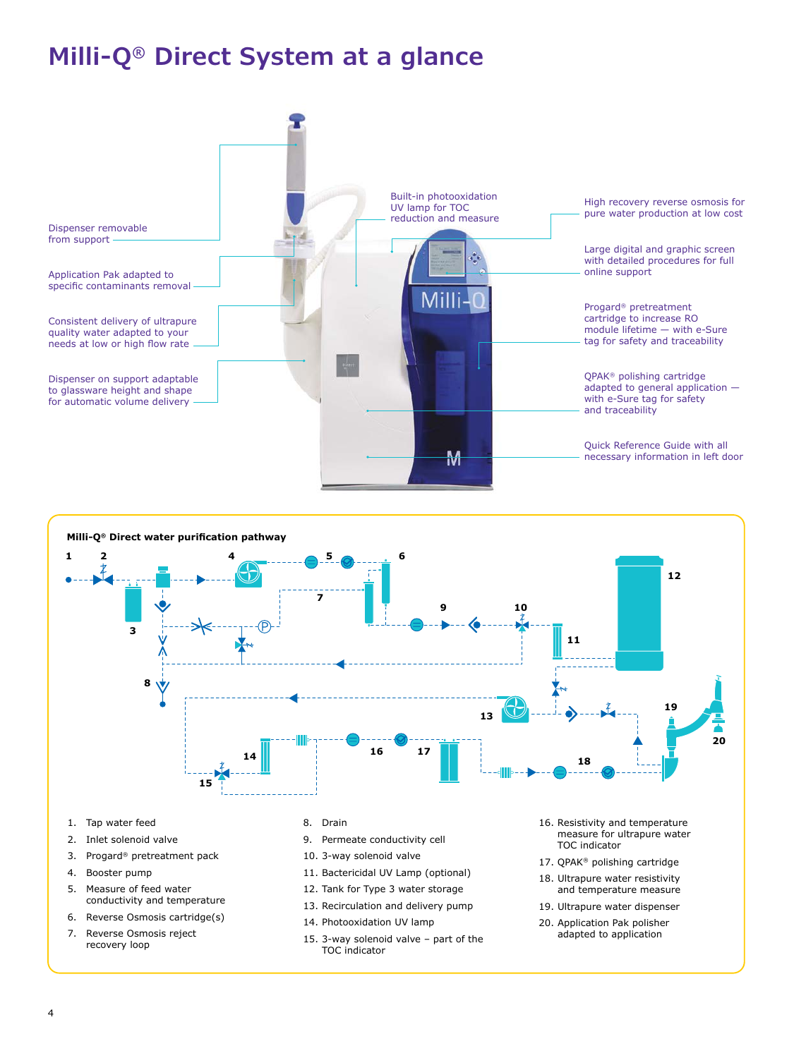# Milli-Q® Direct System at a glance

Dispenser removable from support

Application Pak adapted to specific contaminants removal

Consistent delivery of ultrapure quality water adapted to your needs at low or high flow rate

Dispenser on support adaptable to glassware height and shape for automatic volume delivery

Built-in photooxidation UV lamp for TOC reduction and measure

High recovery reverse osmosis for pure water production at low cost

Large digital and graphic screen with detailed procedures for full online support

Progard® pretreatment cartridge to increase RO module lifetime — with e-Sure tag for safety and traceability

QPAK® polishing cartridge adapted to general application — with e-Sure tag for safety and traceability

Quick Reference Guide with all necessary information in left door

**Milli-Q® Direct water purification pathway**

1. Tap water feed
2. Inlet solenoid valve
3. Progard® pretreatment pack
4. Booster pump
5. Measure of feed water conductivity and temperature
6. Reverse Osmosis cartridge(s)
7. Reverse Osmosis reject recovery loop
8. Drain
9. Permeate conductivity cell
10. 3-way solenoid valve
11. Bactericidal UV Lamp (optional)
12. Tank for Type 3 water storage
13. Recirculation and delivery pump
14. Photooxidation UV lamp
15. 3-way solenoid valve – part of the TOC indicator
16. Resistivity and temperature measure for ultrapure water TOC indicator
17. QPAK® polishing cartridge
18. Ultrapure water resistivity and temperature measure
19. Ultrapure water dispenser
20. Application Pak polisher adapted to application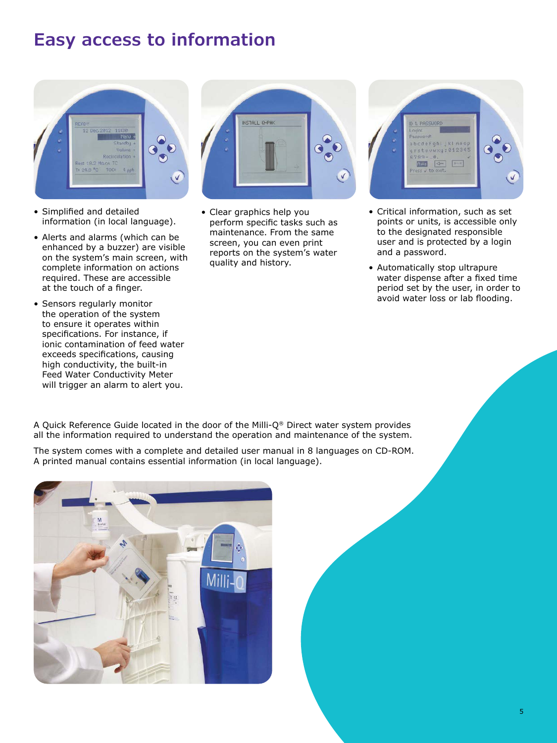# Easy access to information

- Simplified and detailed information (in local language).
- Alerts and alarms (which can be enhanced by a buzzer) are visible on the system's main screen, with complete information on actions required. These are accessible at the touch of a finger.
- Sensors regularly monitor the operation of the system to ensure it operates within specifications. For instance, if ionic contamination of feed water exceeds specifications, causing high conductivity, the built-in Feed Water Conductivity Meter will trigger an alarm to alert you.

- Clear graphics help you perform specific tasks such as maintenance. From the same screen, you can even print reports on the system's water quality and history.

- Critical information, such as set points or units, is accessible only to the designated responsible user and is protected by a login and a password.
- Automatically stop ultrapure water dispense after a fixed time period set by the user, in order to avoid water loss or lab flooding.

A Quick Reference Guide located in the door of the Milli-Q® Direct water system provides all the information required to understand the operation and maintenance of the system.

The system comes with a complete and detailed user manual in 8 languages on CD-ROM. A printed manual contains essential information (in local language).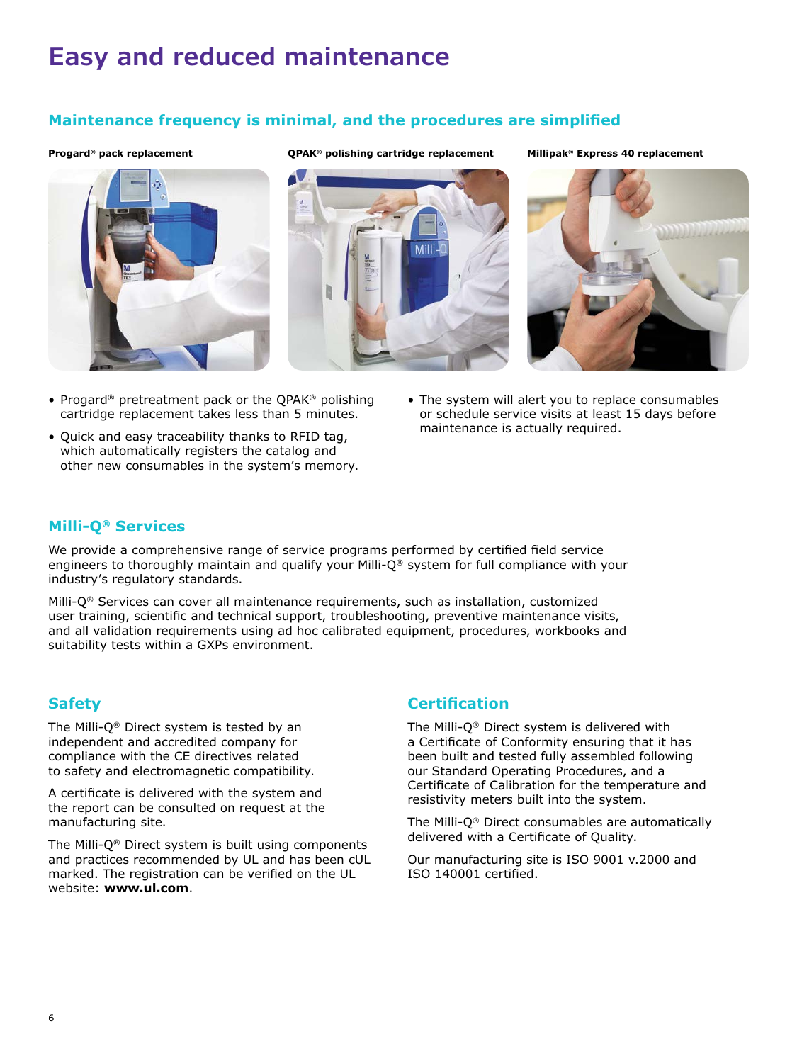# Easy and reduced maintenance

## Maintenance frequency is minimal, and the procedures are simplified

**Progard® pack replacement**

**QPAK® polishing cartridge replacement**

**Millipak® Express 40 replacement**

- Progard® pretreatment pack or the QPAK® polishing cartridge replacement takes less than 5 minutes.
- Quick and easy traceability thanks to RFID tag, which automatically registers the catalog and other new consumables in the system's memory.
- The system will alert you to replace consumables or schedule service visits at least 15 days before maintenance is actually required.

## Milli-Q® Services

We provide a comprehensive range of service programs performed by certified field service engineers to thoroughly maintain and qualify your Milli-Q® system for full compliance with your industry's regulatory standards.

Milli-Q® Services can cover all maintenance requirements, such as installation, customized user training, scientific and technical support, troubleshooting, preventive maintenance visits, and all validation requirements using ad hoc calibrated equipment, procedures, workbooks and suitability tests within a GXPs environment.

## Safety

The Milli-Q® Direct system is tested by an independent and accredited company for compliance with the CE directives related to safety and electromagnetic compatibility.

A certificate is delivered with the system and the report can be consulted on request at the manufacturing site.

The Milli-Q® Direct system is built using components and practices recommended by UL and has been cUL marked. The registration can be verified on the UL website: **www.ul.com**.

## Certification

The Milli-Q® Direct system is delivered with a Certificate of Conformity ensuring that it has been built and tested fully assembled following our Standard Operating Procedures, and a Certificate of Calibration for the temperature and resistivity meters built into the system.

The Milli-Q® Direct consumables are automatically delivered with a Certificate of Quality.

Our manufacturing site is ISO 9001 v.2000 and ISO 140001 certified.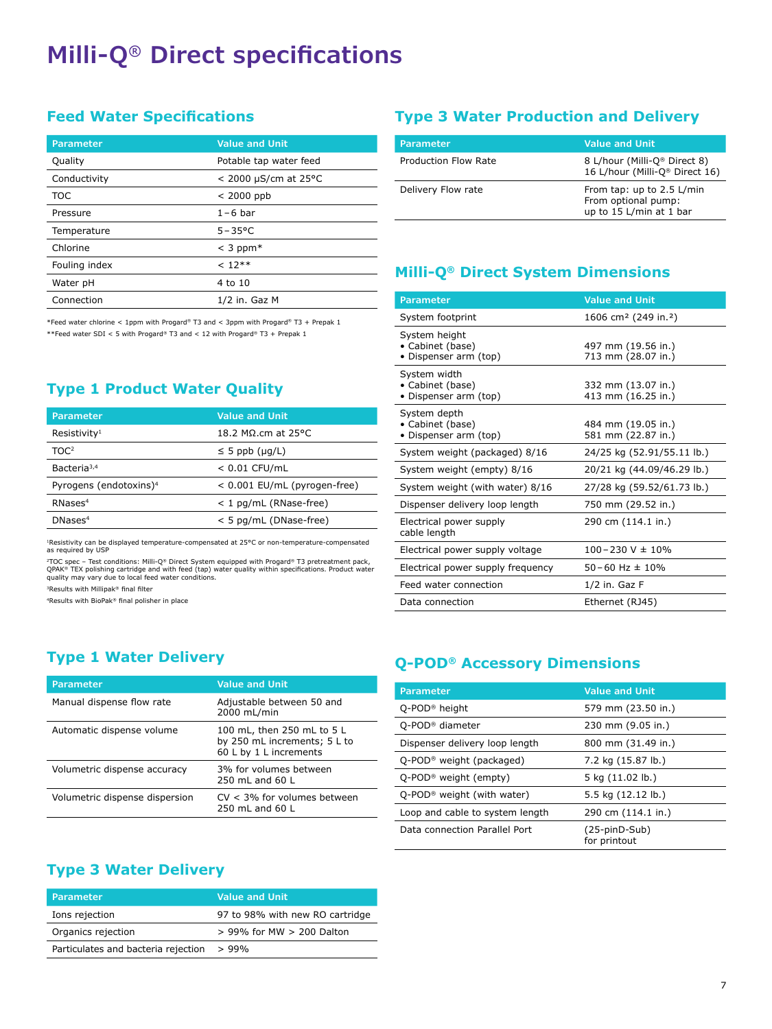# Milli-Q® Direct specifications

## Feed Water Specifications

| Parameter | Value and Unit |
|---|---|
| Quality | Potable tap water feed |
| Conductivity | < 2000 µS/cm at 25°C |
| TOC | < 2000 ppb |
| Pressure | 1–6 bar |
| Temperature | 5–35°C |
| Chlorine | < 3 ppm* |
| Fouling index | < 12** |
| Water pH | 4 to 10 |
| Connection | 1/2 in. Gaz M |

*Feed water chlorine < 1ppm with Progard® T3 and < 3ppm with Progard® T3 + Prepak 1

**Feed water SDI < 5 with Progard® T3 and < 12 with Progard® T3 + Prepak 1

## Type 1 Product Water Quality

| Parameter | Value and Unit |
|---|---|
| Resistivity[1] | 18.2 MΩ.cm at 25°C |
| TOC[2] | ≤ 5 ppb (µg/L) |
| Bacteria[3,4] | < 0.01 CFU/mL |
| Pyrogens (endotoxins)[4] | < 0.001 EU/mL (pyrogen-free) |
| RNases[4] | < 1 pg/mL (RNase-free) |
| DNases[4] | < 5 pg/mL (DNase-free) |

[1]Resistivity can be displayed temperature-compensated at 25°C or non-temperature-compensated as required by USP

[2]TOC spec – Test conditions: Milli-Q® Direct System equipped with Progard® T3 pretreatment pack, QPAK® TEX polishing cartridge and with feed (tap) water quality within specifications. Product water quality may vary due to local feed water conditions.

[3]Results with Millipak® final filter

[4]Results with BioPak® final polisher in place

## Type 1 Water Delivery

| Parameter | Value and Unit |
|---|---|
| Manual dispense flow rate | Adjustable between 50 and 2000 mL/min |
| Automatic dispense volume | 100 mL, then 250 mL to 5 L by 250 mL increments; 5 L to 60 L by 1 L increments |
| Volumetric dispense accuracy | 3% for volumes between 250 mL and 60 L |
| Volumetric dispense dispersion | CV < 3% for volumes between 250 mL and 60 L |

## Type 3 Water Delivery

| Parameter | Value and Unit |
|---|---|
| Ions rejection | 97 to 98% with new RO cartridge |
| Organics rejection | > 99% for MW > 200 Dalton |
| Particulates and bacteria rejection | > 99% |

## Type 3 Water Production and Delivery

| Parameter | Value and Unit |
|---|---|
| Production Flow Rate | 8 L/hour (Milli-Q® Direct 8)<br>16 L/hour (Milli-Q® Direct 16) |
| Delivery Flow rate | From tap: up to 2.5 L/min<br>From optional pump: up to 15 L/min at 1 bar |

## Milli-Q® Direct System Dimensions

| Parameter | Value and Unit |
|---|---|
| System footprint | 1606 cm² (249 in.²) |
| System height<br>• Cabinet (base)<br>• Dispenser arm (top) | <br>497 mm (19.56 in.)<br>713 mm (28.07 in.) |
| System width<br>• Cabinet (base)<br>• Dispenser arm (top) | <br>332 mm (13.07 in.)<br>413 mm (16.25 in.) |
| System depth<br>• Cabinet (base)<br>• Dispenser arm (top) | <br>484 mm (19.05 in.)<br>581 mm (22.87 in.) |
| System weight (packaged) 8/16 | 24/25 kg (52.91/55.11 lb.) |
| System weight (empty) 8/16 | 20/21 kg (44.09/46.29 lb.) |
| System weight (with water) 8/16 | 27/28 kg (59.52/61.73 lb.) |
| Dispenser delivery loop length | 750 mm (29.52 in.) |
| Electrical power supply cable length | 290 cm (114.1 in.) |
| Electrical power supply voltage | 100–230 V ± 10% |
| Electrical power supply frequency | 50–60 Hz ± 10% |
| Feed water connection | 1/2 in. Gaz F |
| Data connection | Ethernet (RJ45) |

## Q-POD® Accessory Dimensions

| Parameter | Value and Unit |
|---|---|
| Q-POD® height | 579 mm (23.50 in.) |
| Q-POD® diameter | 230 mm (9.05 in.) |
| Dispenser delivery loop length | 800 mm (31.49 in.) |
| Q-POD® weight (packaged) | 7.2 kg (15.87 lb.) |
| Q-POD® weight (empty) | 5 kg (11.02 lb.) |
| Q-POD® weight (with water) | 5.5 kg (12.12 lb.) |
| Loop and cable to system length | 290 cm (114.1 in.) |
| Data connection Parallel Port | (25-pinD-Sub)<br>for printout |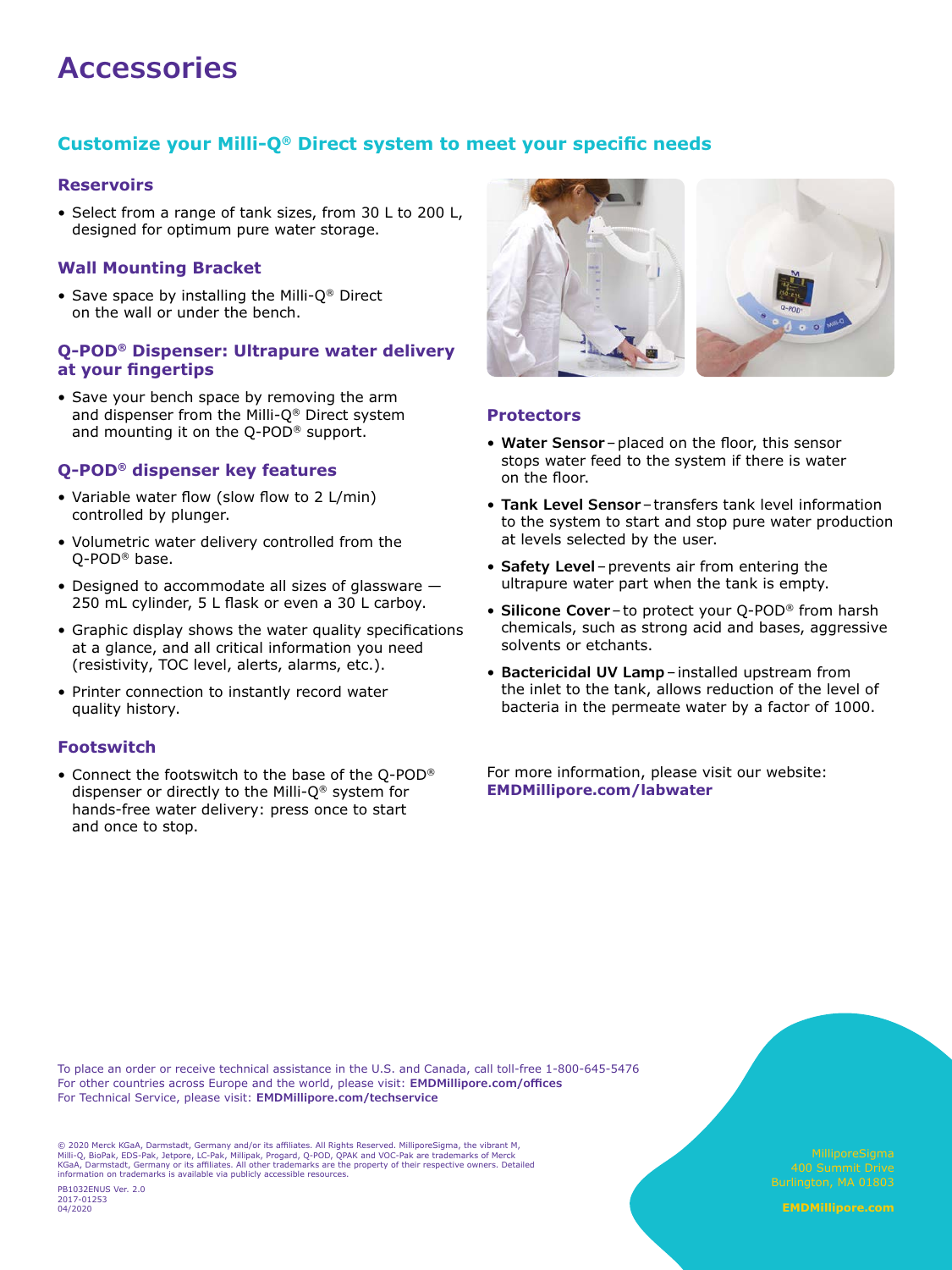# Accessories

## Customize your Milli-Q® Direct system to meet your specific needs

### Reservoirs

- Select from a range of tank sizes, from 30 L to 200 L, designed for optimum pure water storage.

### Wall Mounting Bracket

- Save space by installing the Milli-Q® Direct on the wall or under the bench.

### Q-POD® Dispenser: Ultrapure water delivery at your fingertips

- Save your bench space by removing the arm and dispenser from the Milli-Q® Direct system and mounting it on the Q-POD® support.

### Q-POD® dispenser key features

- Variable water flow (slow flow to 2 L/min) controlled by plunger.
- Volumetric water delivery controlled from the Q-POD® base.
- Designed to accommodate all sizes of glassware — 250 mL cylinder, 5 L flask or even a 30 L carboy.
- Graphic display shows the water quality specifications at a glance, and all critical information you need (resistivity, TOC level, alerts, alarms, etc.).
- Printer connection to instantly record water quality history.

### Footswitch

- Connect the footswitch to the base of the Q-POD® dispenser or directly to the Milli-Q® system for hands-free water delivery: press once to start and once to stop.

### Protectors

- **Water Sensor** – placed on the floor, this sensor stops water feed to the system if there is water on the floor.
- **Tank Level Sensor** – transfers tank level information to the system to start and stop pure water production at levels selected by the user.
- **Safety Level** – prevents air from entering the ultrapure water part when the tank is empty.
- **Silicone Cover** – to protect your Q-POD® from harsh chemicals, such as strong acid and bases, aggressive solvents or etchants.
- **Bactericidal UV Lamp** – installed upstream from the inlet to the tank, allows reduction of the level of bacteria in the permeate water by a factor of 1000.

For more information, please visit our website:
**EMDMillipore.com/labwater**

To place an order or receive technical assistance in the U.S. and Canada, call toll-free 1-800-645-5476
For other countries across Europe and the world, please visit: **EMDMillipore.com/offices**
For Technical Service, please visit: **EMDMillipore.com/techservice**

© 2020 Merck KGaA, Darmstadt, Germany and/or its affiliates. All Rights Reserved. MilliporeSigma, the vibrant M, Milli-Q, BioPak, EDS-Pak, Jetpore, LC-Pak, Millipak, Progard, Q-POD, QPAK and VOC-Pak are trademarks of Merck KGaA, Darmstadt, Germany or its affiliates. All other trademarks are the property of their respective owners. Detailed information on trademarks is available via publicly accessible resources.

PB1032ENUS Ver. 2.0
2017-01253
04/2020

MilliporeSigma
400 Summit Drive
Burlington, MA 01803

**EMDMillipore.com**